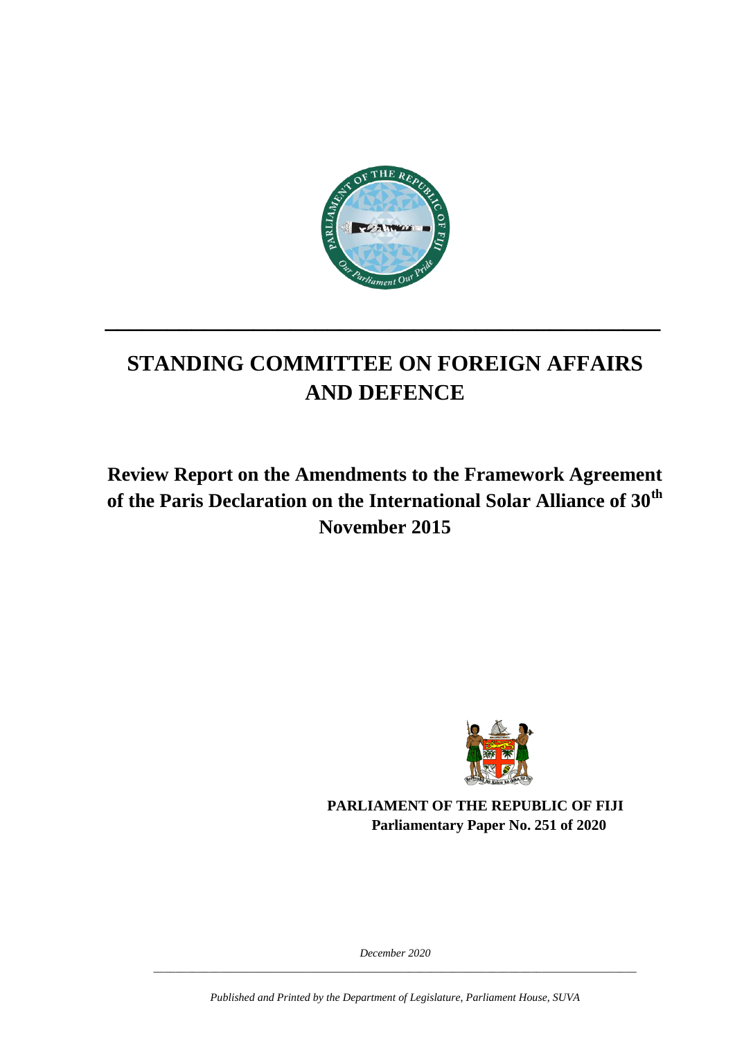# STANDING COMMITTEE ON FOREIGN AFFAIRS AND DEFENCE

## Review Report on the Amendments to the Framework Agreement of the Paris Declaration on the International Solar Alliance of 30th November 2015

**PARLIAMENT OF THE REPUBLIC OF FIJI**
**Parliamentary Paper No. 251 of 2020**

*December 2020*

*Published and Printed by the Department of Legislature, Parliament House, SUVA*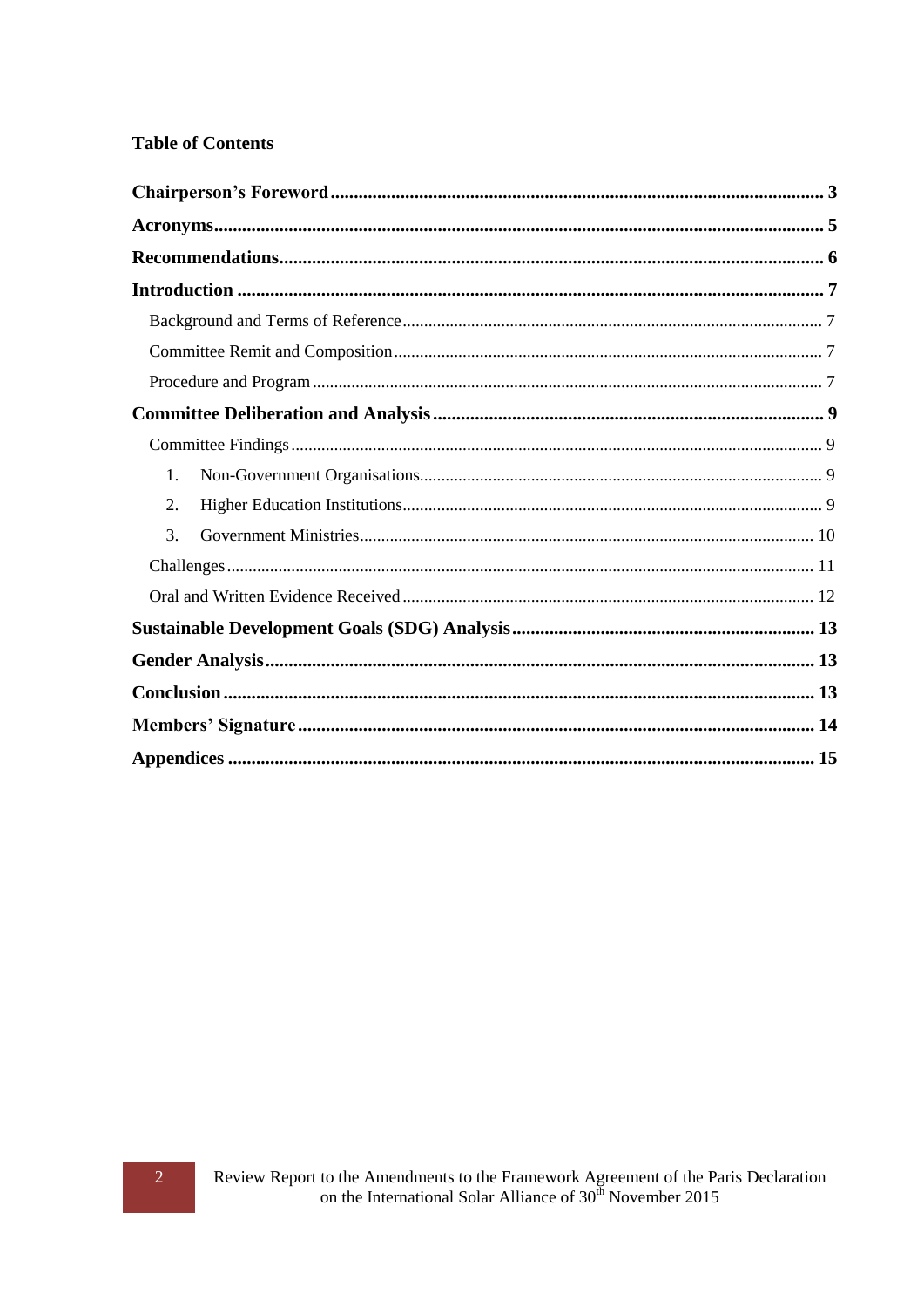## Table of Contents

**Chairperson's Foreword** ........ 3

**Acronyms** ........ 5

**Recommendations** ........ 6

**Introduction** ........ 7

- Background and Terms of Reference ........ 7
- Committee Remit and Composition ........ 7
- Procedure and Program ........ 7

**Committee Deliberation and Analysis** ........ 9

- Committee Findings ........ 9
  1. Non-Government Organisations ........ 9
  2. Higher Education Institutions ........ 9
  3. Government Ministries ........ 10
- Challenges ........ 11
- Oral and Written Evidence Received ........ 12

**Sustainable Development Goals (SDG) Analysis** ........ 13

**Gender Analysis** ........ 13

**Conclusion** ........ 13

**Members' Signature** ........ 14

**Appendices** ........ 15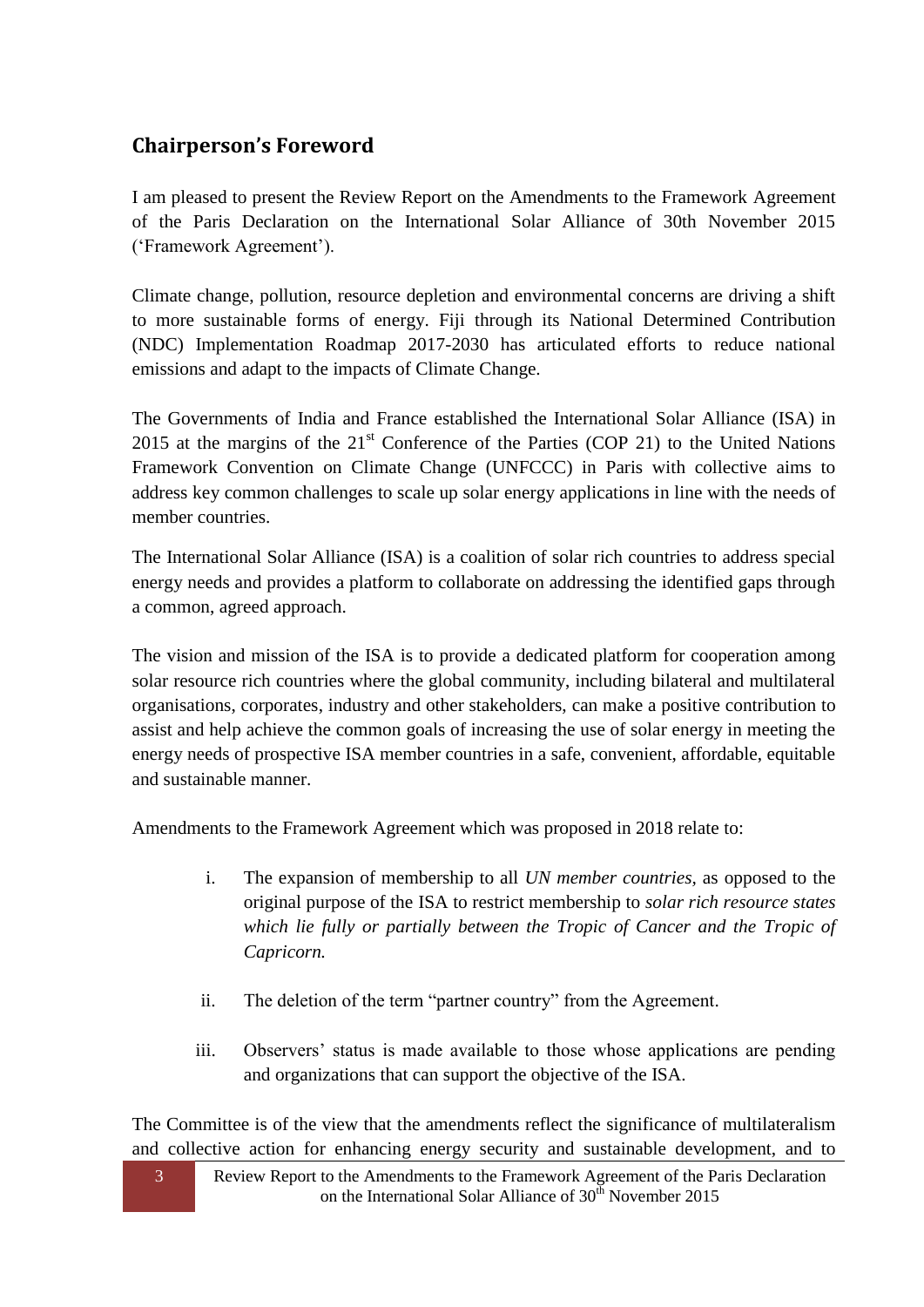## Chairperson's Foreword

I am pleased to present the Review Report on the Amendments to the Framework Agreement of the Paris Declaration on the International Solar Alliance of 30th November 2015 ('Framework Agreement').

Climate change, pollution, resource depletion and environmental concerns are driving a shift to more sustainable forms of energy. Fiji through its National Determined Contribution (NDC) Implementation Roadmap 2017-2030 has articulated efforts to reduce national emissions and adapt to the impacts of Climate Change.

The Governments of India and France established the International Solar Alliance (ISA) in 2015 at the margins of the 21st Conference of the Parties (COP 21) to the United Nations Framework Convention on Climate Change (UNFCCC) in Paris with collective aims to address key common challenges to scale up solar energy applications in line with the needs of member countries.

The International Solar Alliance (ISA) is a coalition of solar rich countries to address special energy needs and provides a platform to collaborate on addressing the identified gaps through a common, agreed approach.

The vision and mission of the ISA is to provide a dedicated platform for cooperation among solar resource rich countries where the global community, including bilateral and multilateral organisations, corporates, industry and other stakeholders, can make a positive contribution to assist and help achieve the common goals of increasing the use of solar energy in meeting the energy needs of prospective ISA member countries in a safe, convenient, affordable, equitable and sustainable manner.

Amendments to the Framework Agreement which was proposed in 2018 relate to:

i. The expansion of membership to all *UN member countries*, as opposed to the original purpose of the ISA to restrict membership to *solar rich resource states which lie fully or partially between the Tropic of Cancer and the Tropic of Capricorn.*

ii. The deletion of the term "partner country" from the Agreement.

iii. Observers' status is made available to those whose applications are pending and organizations that can support the objective of the ISA.

The Committee is of the view that the amendments reflect the significance of multilateralism and collective action for enhancing energy security and sustainable development, and to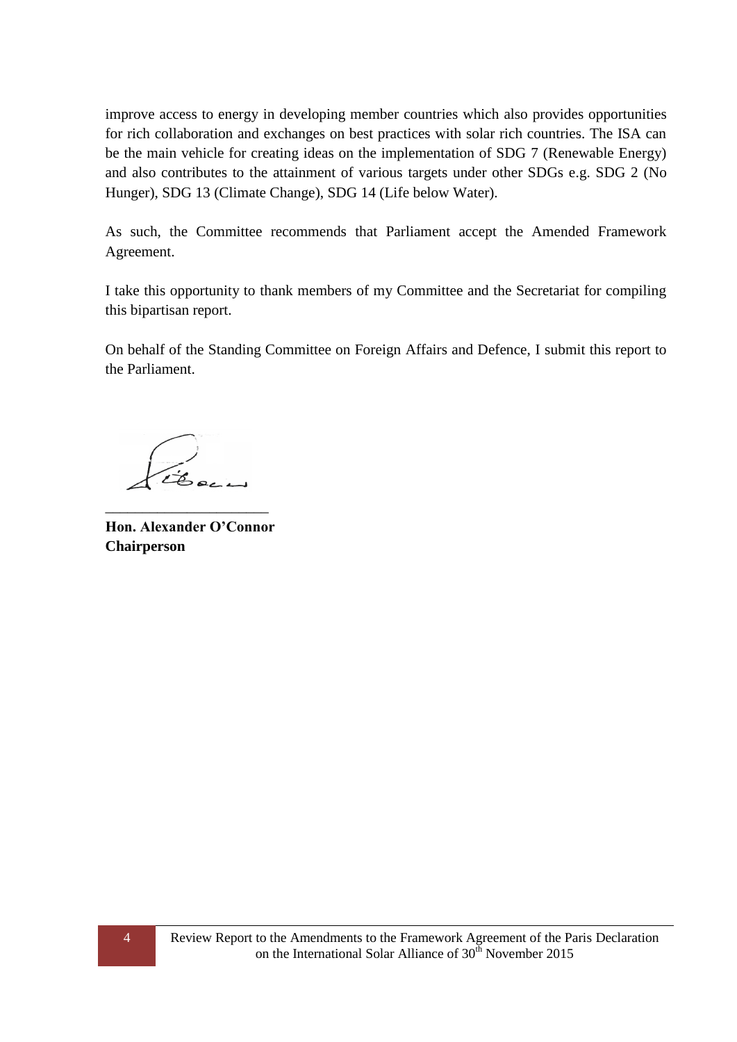improve access to energy in developing member countries which also provides opportunities for rich collaboration and exchanges on best practices with solar rich countries. The ISA can be the main vehicle for creating ideas on the implementation of SDG 7 (Renewable Energy) and also contributes to the attainment of various targets under other SDGs e.g. SDG 2 (No Hunger), SDG 13 (Climate Change), SDG 14 (Life below Water).

As such, the Committee recommends that Parliament accept the Amended Framework Agreement.

I take this opportunity to thank members of my Committee and the Secretariat for compiling this bipartisan report.

On behalf of the Standing Committee on Foreign Affairs and Defence, I submit this report to the Parliament.

______________________

**Hon. Alexander O'Connor**
**Chairperson**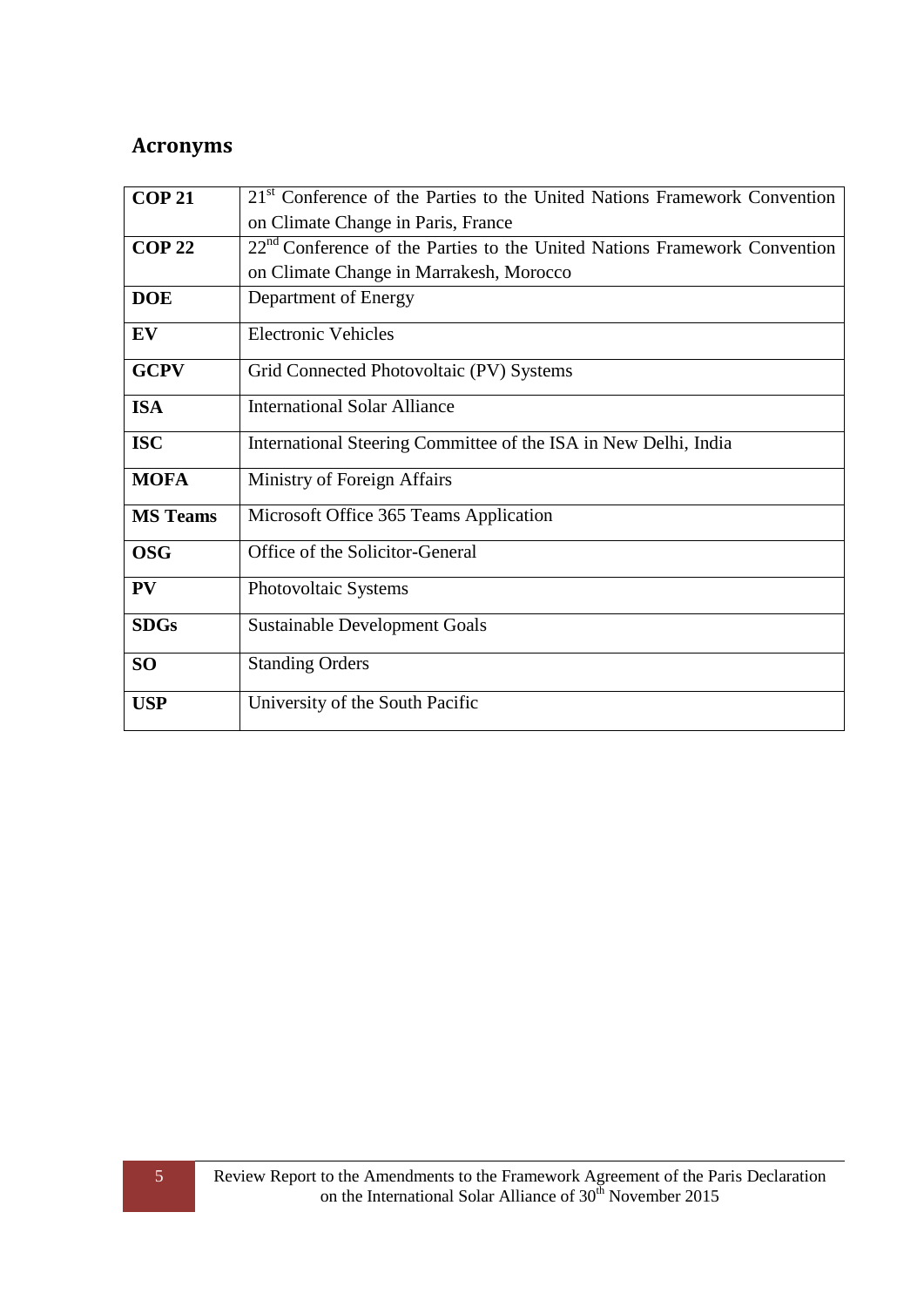## Acronyms

| | |
|---|---|
| **COP 21** | 21st Conference of the Parties to the United Nations Framework Convention on Climate Change in Paris, France |
| **COP 22** | 22nd Conference of the Parties to the United Nations Framework Convention on Climate Change in Marrakesh, Morocco |
| **DOE** | Department of Energy |
| **EV** | Electronic Vehicles |
| **GCPV** | Grid Connected Photovoltaic (PV) Systems |
| **ISA** | International Solar Alliance |
| **ISC** | International Steering Committee of the ISA in New Delhi, India |
| **MOFA** | Ministry of Foreign Affairs |
| **MS Teams** | Microsoft Office 365 Teams Application |
| **OSG** | Office of the Solicitor-General |
| **PV** | Photovoltaic Systems |
| **SDGs** | Sustainable Development Goals |
| **SO** | Standing Orders |
| **USP** | University of the South Pacific |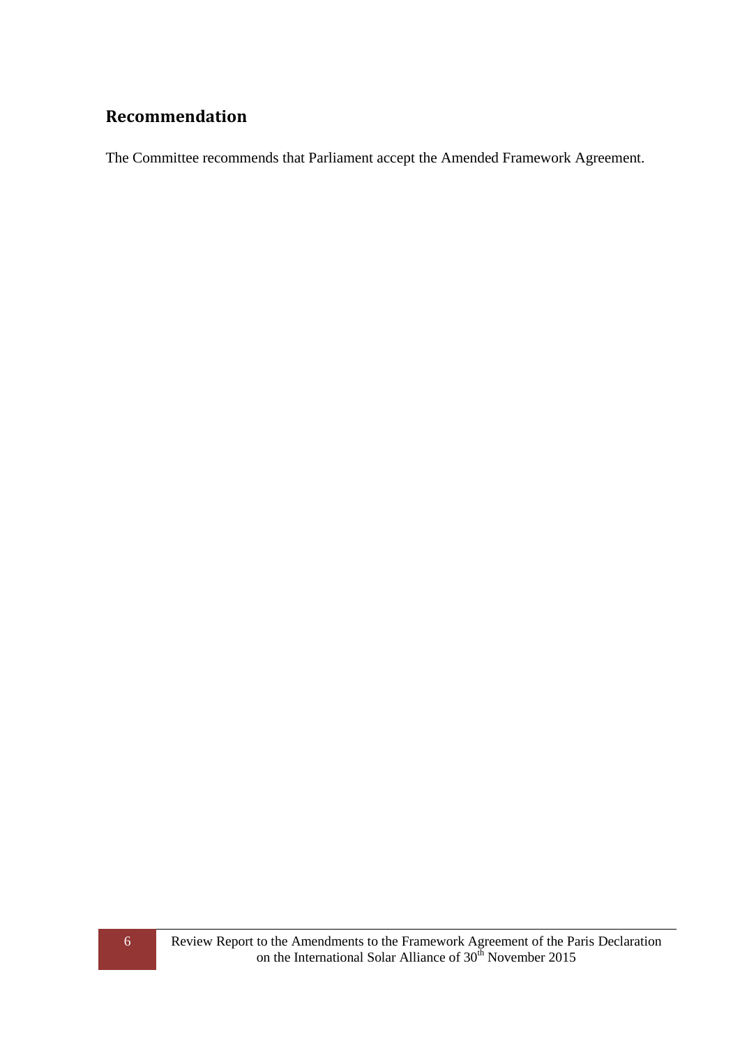## Recommendation

The Committee recommends that Parliament accept the Amended Framework Agreement.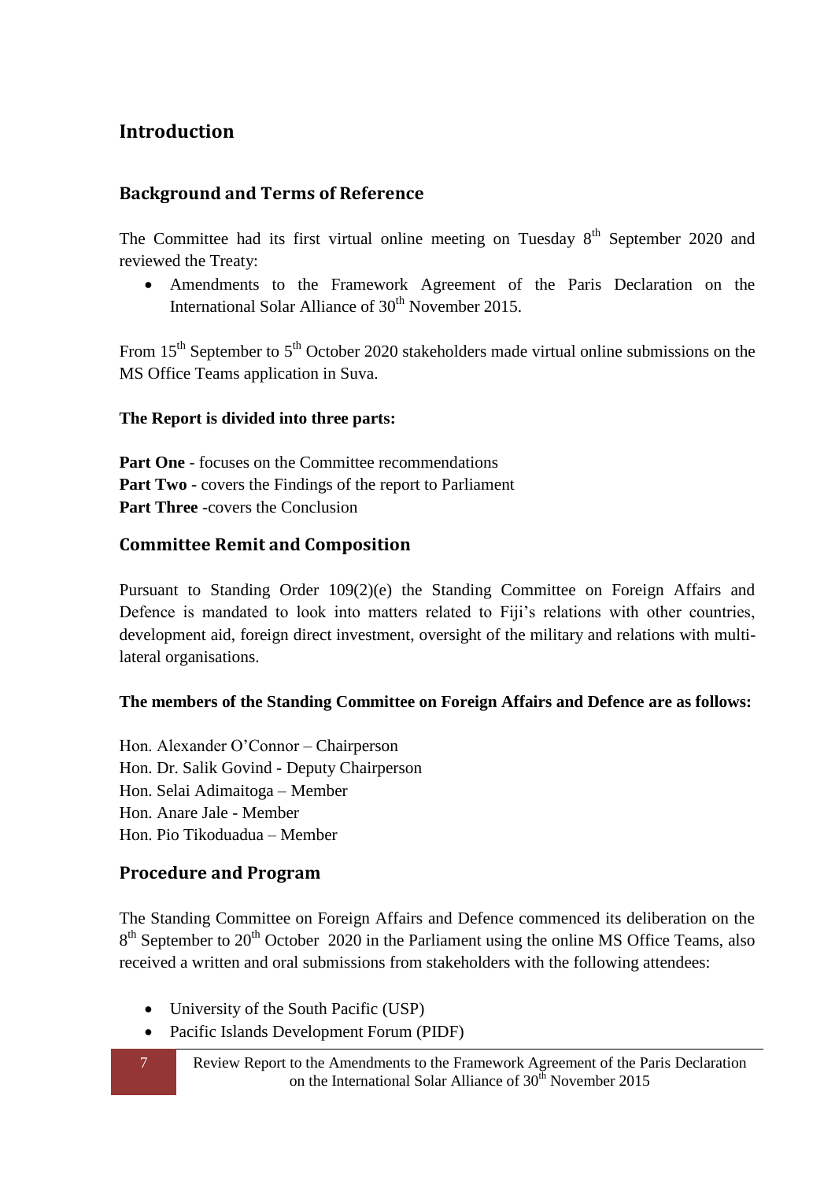# Introduction

## Background and Terms of Reference

The Committee had its first virtual online meeting on Tuesday 8th September 2020 and reviewed the Treaty:

- Amendments to the Framework Agreement of the Paris Declaration on the International Solar Alliance of 30th November 2015.

From 15th September to 5th October 2020 stakeholders made virtual online submissions on the MS Office Teams application in Suva.

**The Report is divided into three parts:**

**Part One** - focuses on the Committee recommendations
**Part Two** - covers the Findings of the report to Parliament
**Part Three** -covers the Conclusion

## Committee Remit and Composition

Pursuant to Standing Order 109(2)(e) the Standing Committee on Foreign Affairs and Defence is mandated to look into matters related to Fiji's relations with other countries, development aid, foreign direct investment, oversight of the military and relations with multi-lateral organisations.

**The members of the Standing Committee on Foreign Affairs and Defence are as follows:**

Hon. Alexander O'Connor – Chairperson
Hon. Dr. Salik Govind - Deputy Chairperson
Hon. Selai Adimaitoga – Member
Hon. Anare Jale - Member
Hon. Pio Tikoduadua – Member

## Procedure and Program

The Standing Committee on Foreign Affairs and Defence commenced its deliberation on the 8th September to 20th October 2020 in the Parliament using the online MS Office Teams, also received a written and oral submissions from stakeholders with the following attendees:

- University of the South Pacific (USP)
- Pacific Islands Development Forum (PIDF)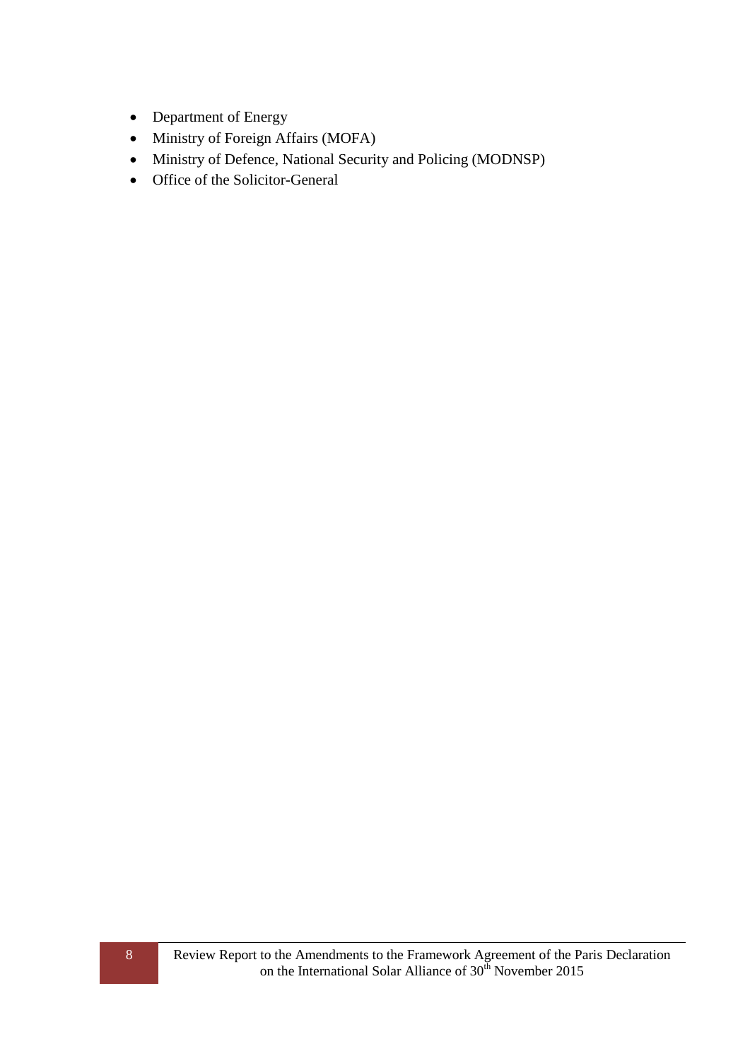- Department of Energy
- Ministry of Foreign Affairs (MOFA)
- Ministry of Defence, National Security and Policing (MODNSP)
- Office of the Solicitor-General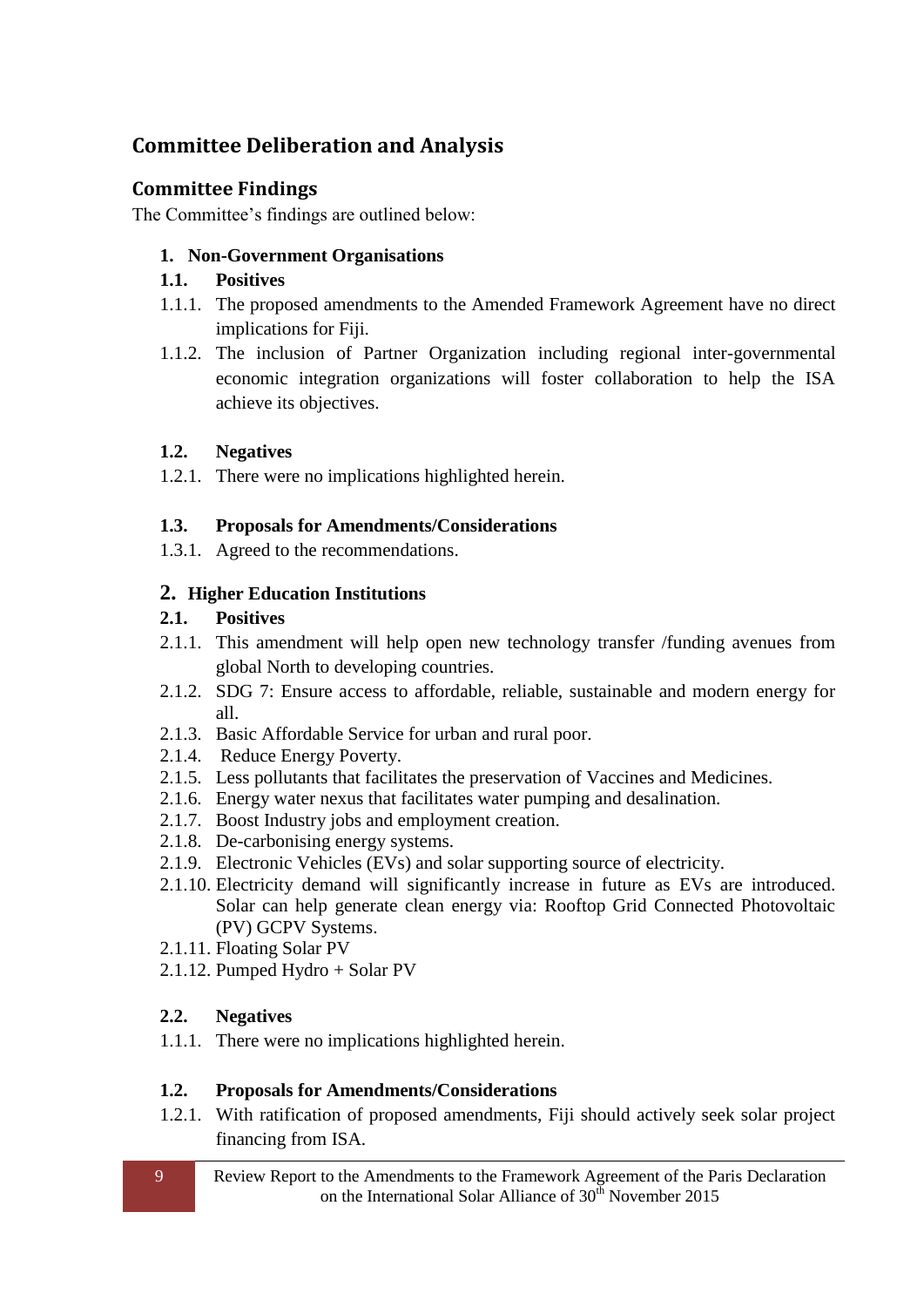## Committee Deliberation and Analysis

### Committee Findings

The Committee's findings are outlined below:

**1. Non-Government Organisations**

**1.1. Positives**

1.1.1. The proposed amendments to the Amended Framework Agreement have no direct implications for Fiji.

1.1.2. The inclusion of Partner Organization including regional inter-governmental economic integration organizations will foster collaboration to help the ISA achieve its objectives.

**1.2. Negatives**

1.2.1. There were no implications highlighted herein.

**1.3. Proposals for Amendments/Considerations**

1.3.1. Agreed to the recommendations.

**2. Higher Education Institutions**

**2.1. Positives**

2.1.1. This amendment will help open new technology transfer /funding avenues from global North to developing countries.

2.1.2. SDG 7: Ensure access to affordable, reliable, sustainable and modern energy for all.

2.1.3. Basic Affordable Service for urban and rural poor.

2.1.4. Reduce Energy Poverty.

2.1.5. Less pollutants that facilitates the preservation of Vaccines and Medicines.

2.1.6. Energy water nexus that facilitates water pumping and desalination.

2.1.7. Boost Industry jobs and employment creation.

2.1.8. De-carbonising energy systems.

2.1.9. Electronic Vehicles (EVs) and solar supporting source of electricity.

2.1.10. Electricity demand will significantly increase in future as EVs are introduced. Solar can help generate clean energy via: Rooftop Grid Connected Photovoltaic (PV) GCPV Systems.

2.1.11. Floating Solar PV

2.1.12. Pumped Hydro + Solar PV

**2.2. Negatives**

1.1.1. There were no implications highlighted herein.

**1.2. Proposals for Amendments/Considerations**

1.2.1. With ratification of proposed amendments, Fiji should actively seek solar project financing from ISA.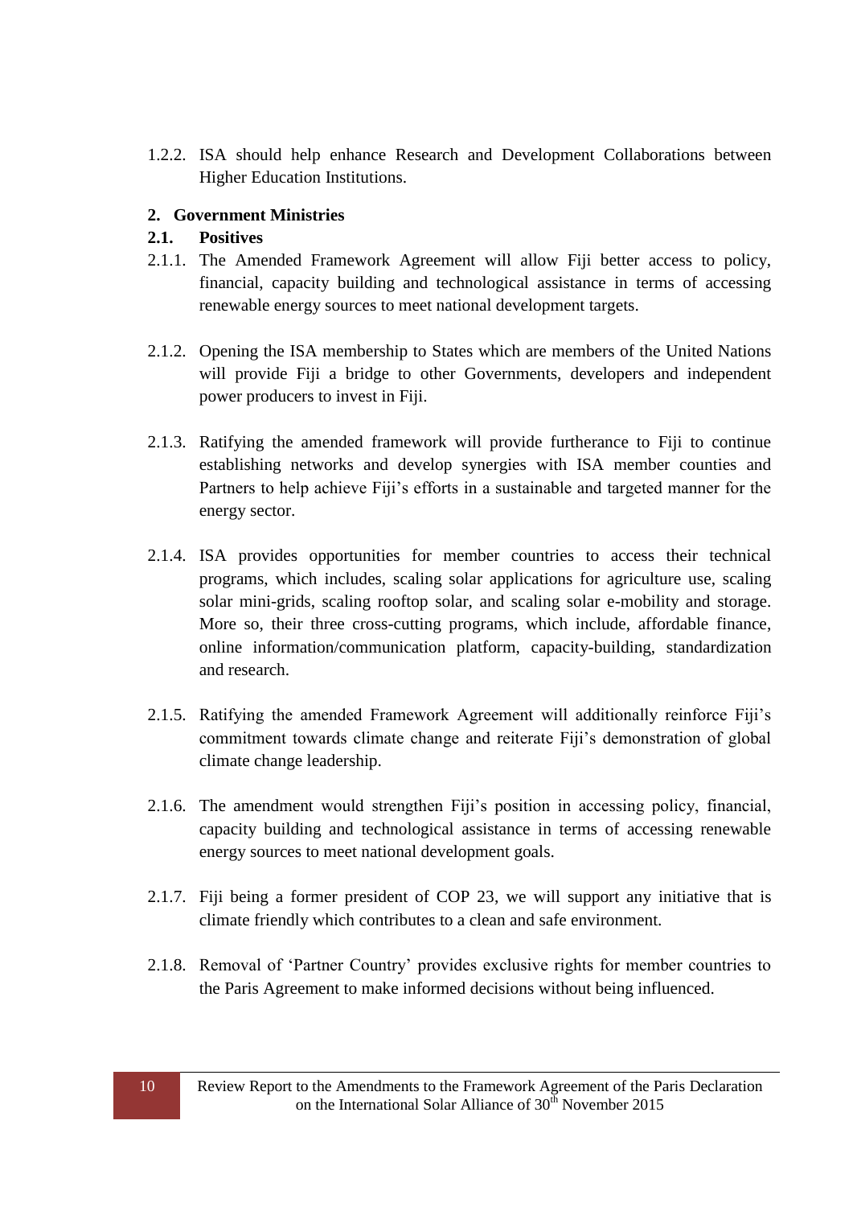1.2.2. ISA should help enhance Research and Development Collaborations between Higher Education Institutions.

## 2. Government Ministries

### 2.1. Positives

2.1.1. The Amended Framework Agreement will allow Fiji better access to policy, financial, capacity building and technological assistance in terms of accessing renewable energy sources to meet national development targets.

2.1.2. Opening the ISA membership to States which are members of the United Nations will provide Fiji a bridge to other Governments, developers and independent power producers to invest in Fiji.

2.1.3. Ratifying the amended framework will provide furtherance to Fiji to continue establishing networks and develop synergies with ISA member counties and Partners to help achieve Fiji's efforts in a sustainable and targeted manner for the energy sector.

2.1.4. ISA provides opportunities for member countries to access their technical programs, which includes, scaling solar applications for agriculture use, scaling solar mini-grids, scaling rooftop solar, and scaling solar e-mobility and storage. More so, their three cross-cutting programs, which include, affordable finance, online information/communication platform, capacity-building, standardization and research.

2.1.5. Ratifying the amended Framework Agreement will additionally reinforce Fiji's commitment towards climate change and reiterate Fiji's demonstration of global climate change leadership.

2.1.6. The amendment would strengthen Fiji's position in accessing policy, financial, capacity building and technological assistance in terms of accessing renewable energy sources to meet national development goals.

2.1.7. Fiji being a former president of COP 23, we will support any initiative that is climate friendly which contributes to a clean and safe environment.

2.1.8. Removal of 'Partner Country' provides exclusive rights for member countries to the Paris Agreement to make informed decisions without being influenced.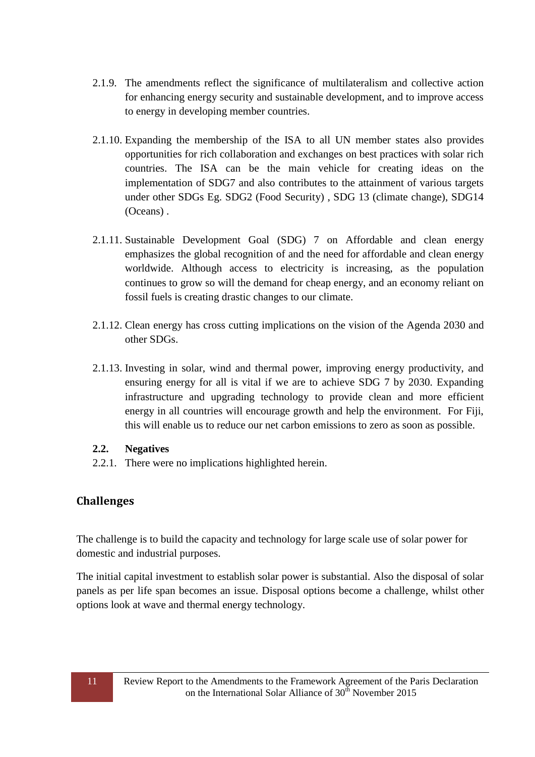2.1.9. The amendments reflect the significance of multilateralism and collective action for enhancing energy security and sustainable development, and to improve access to energy in developing member countries.

2.1.10. Expanding the membership of the ISA to all UN member states also provides opportunities for rich collaboration and exchanges on best practices with solar rich countries. The ISA can be the main vehicle for creating ideas on the implementation of SDG7 and also contributes to the attainment of various targets under other SDGs Eg. SDG2 (Food Security) , SDG 13 (climate change), SDG14 (Oceans) .

2.1.11. Sustainable Development Goal (SDG) 7 on Affordable and clean energy emphasizes the global recognition of and the need for affordable and clean energy worldwide. Although access to electricity is increasing, as the population continues to grow so will the demand for cheap energy, and an economy reliant on fossil fuels is creating drastic changes to our climate.

2.1.12. Clean energy has cross cutting implications on the vision of the Agenda 2030 and other SDGs.

2.1.13. Investing in solar, wind and thermal power, improving energy productivity, and ensuring energy for all is vital if we are to achieve SDG 7 by 2030. Expanding infrastructure and upgrading technology to provide clean and more efficient energy in all countries will encourage growth and help the environment. For Fiji, this will enable us to reduce our net carbon emissions to zero as soon as possible.

**2.2. Negatives**

2.2.1. There were no implications highlighted herein.

## Challenges

The challenge is to build the capacity and technology for large scale use of solar power for domestic and industrial purposes.

The initial capital investment to establish solar power is substantial. Also the disposal of solar panels as per life span becomes an issue. Disposal options become a challenge, whilst other options look at wave and thermal energy technology.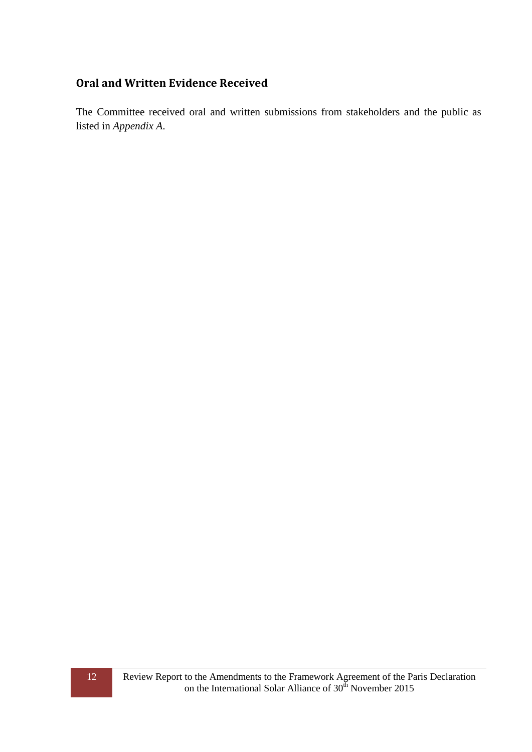## Oral and Written Evidence Received

The Committee received oral and written submissions from stakeholders and the public as listed in *Appendix A*.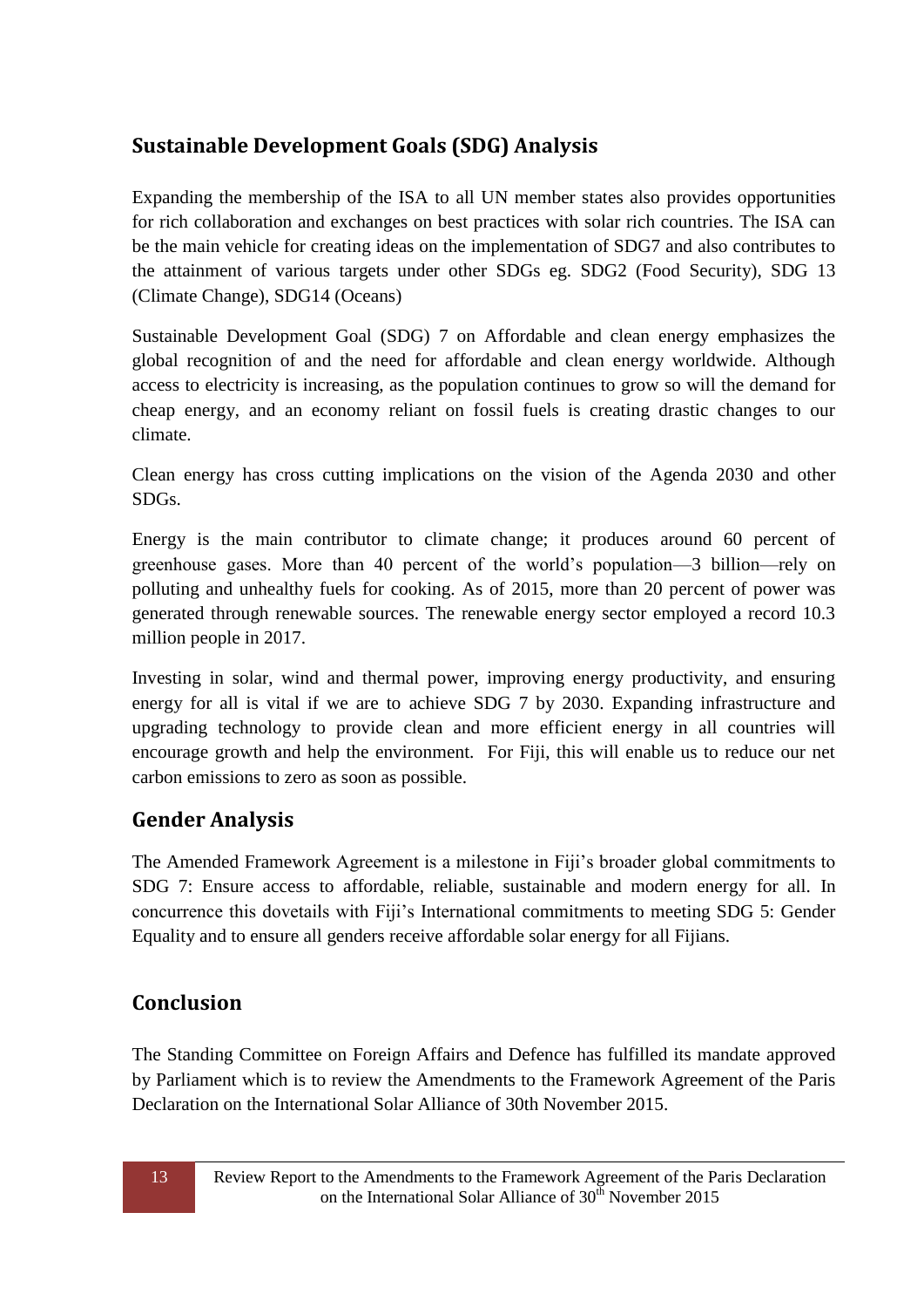## Sustainable Development Goals (SDG) Analysis

Expanding the membership of the ISA to all UN member states also provides opportunities for rich collaboration and exchanges on best practices with solar rich countries. The ISA can be the main vehicle for creating ideas on the implementation of SDG7 and also contributes to the attainment of various targets under other SDGs eg. SDG2 (Food Security), SDG 13 (Climate Change), SDG14 (Oceans)

Sustainable Development Goal (SDG) 7 on Affordable and clean energy emphasizes the global recognition of and the need for affordable and clean energy worldwide. Although access to electricity is increasing, as the population continues to grow so will the demand for cheap energy, and an economy reliant on fossil fuels is creating drastic changes to our climate.

Clean energy has cross cutting implications on the vision of the Agenda 2030 and other SDGs.

Energy is the main contributor to climate change; it produces around 60 percent of greenhouse gases. More than 40 percent of the world's population—3 billion—rely on polluting and unhealthy fuels for cooking. As of 2015, more than 20 percent of power was generated through renewable sources. The renewable energy sector employed a record 10.3 million people in 2017.

Investing in solar, wind and thermal power, improving energy productivity, and ensuring energy for all is vital if we are to achieve SDG 7 by 2030. Expanding infrastructure and upgrading technology to provide clean and more efficient energy in all countries will encourage growth and help the environment. For Fiji, this will enable us to reduce our net carbon emissions to zero as soon as possible.

## Gender Analysis

The Amended Framework Agreement is a milestone in Fiji's broader global commitments to SDG 7: Ensure access to affordable, reliable, sustainable and modern energy for all. In concurrence this dovetails with Fiji's International commitments to meeting SDG 5: Gender Equality and to ensure all genders receive affordable solar energy for all Fijians.

## Conclusion

The Standing Committee on Foreign Affairs and Defence has fulfilled its mandate approved by Parliament which is to review the Amendments to the Framework Agreement of the Paris Declaration on the International Solar Alliance of 30th November 2015.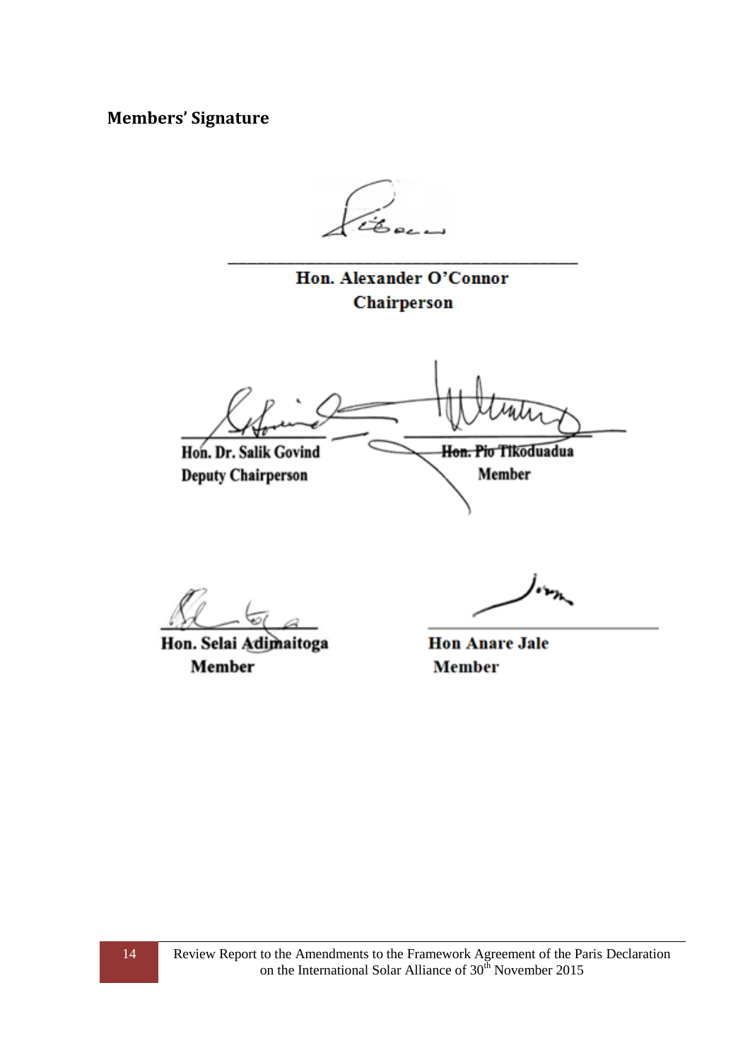## Members' Signature

**Hon. Alexander O'Connor**
**Chairperson**

**Hon. Dr. Salik Govind**
**Deputy Chairperson**

**Hon. Pio Tikoduadua**
**Member**

**Hon. Selai Adimaitoga**
**Member**

**Hon Anare Jale**
**Member**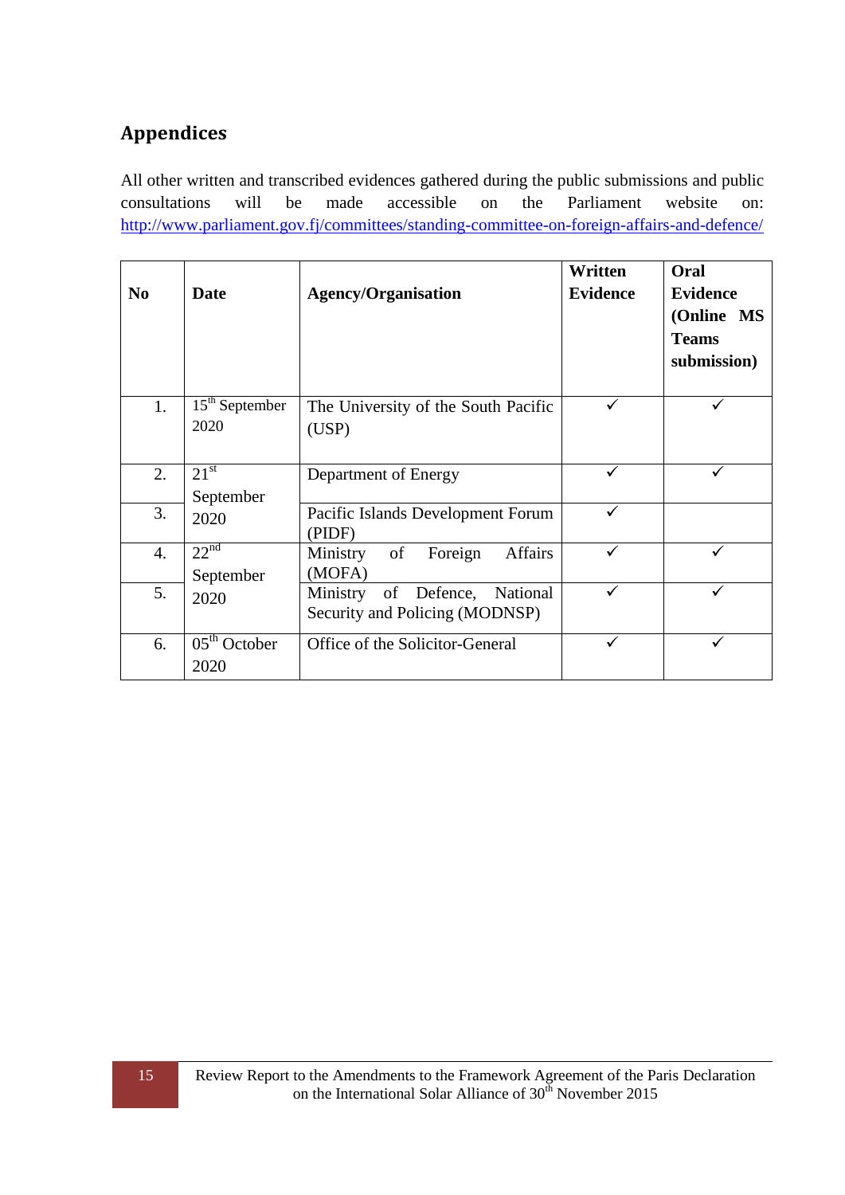## Appendices

All other written and transcribed evidences gathered during the public submissions and public consultations will be made accessible on the Parliament website on: http://www.parliament.gov.fj/committees/standing-committee-on-foreign-affairs-and-defence/

| No | Date | Agency/Organisation | Written Evidence | Oral Evidence (Online MS Teams submission) |
|---|---|---|---|---|
| 1. | 15th September 2020 | The University of the South Pacific (USP) | ✓ | ✓ |
| 2. | 21st September 2020 | Department of Energy | ✓ | ✓ |
| 3. | | Pacific Islands Development Forum (PIDF) | ✓ | |
| 4. | 22nd September 2020 | Ministry of Foreign Affairs (MOFA) | ✓ | ✓ |
| 5. | | Ministry of Defence, National Security and Policing (MODNSP) | ✓ | ✓ |
| 6. | 05th October 2020 | Office of the Solicitor-General | ✓ | ✓ |